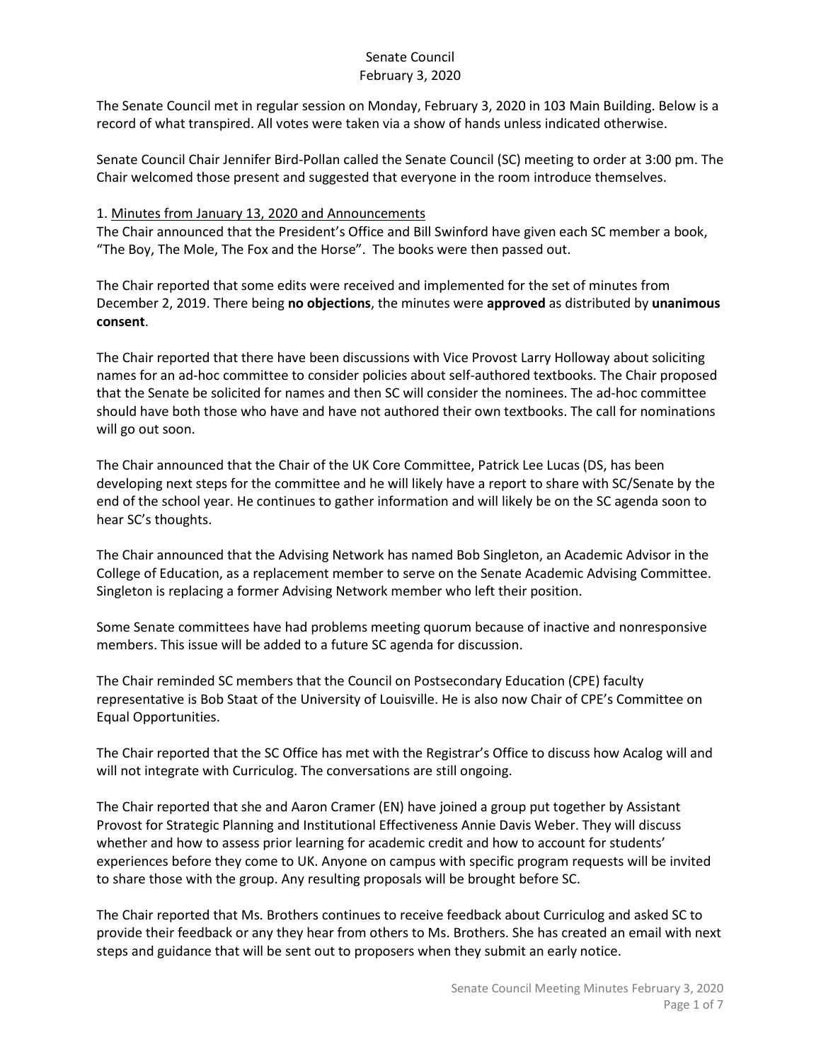Senate Council
February 3, 2020

The Senate Council met in regular session on Monday, February 3, 2020 in 103 Main Building. Below is a record of what transpired. All votes were taken via a show of hands unless indicated otherwise.

Senate Council Chair Jennifer Bird-Pollan called the Senate Council (SC) meeting to order at 3:00 pm. The Chair welcomed those present and suggested that everyone in the room introduce themselves.

1. Minutes from January 13, 2020 and Announcements

The Chair announced that the President's Office and Bill Swinford have given each SC member a book, "The Boy, The Mole, The Fox and the Horse". The books were then passed out.

The Chair reported that some edits were received and implemented for the set of minutes from December 2, 2019. There being **no objections**, the minutes were **approved** as distributed by **unanimous consent**.

The Chair reported that there have been discussions with Vice Provost Larry Holloway about soliciting names for an ad-hoc committee to consider policies about self-authored textbooks. The Chair proposed that the Senate be solicited for names and then SC will consider the nominees. The ad-hoc committee should have both those who have and have not authored their own textbooks. The call for nominations will go out soon.

The Chair announced that the Chair of the UK Core Committee, Patrick Lee Lucas (DS, has been developing next steps for the committee and he will likely have a report to share with SC/Senate by the end of the school year. He continues to gather information and will likely be on the SC agenda soon to hear SC's thoughts.

The Chair announced that the Advising Network has named Bob Singleton, an Academic Advisor in the College of Education, as a replacement member to serve on the Senate Academic Advising Committee. Singleton is replacing a former Advising Network member who left their position.

Some Senate committees have had problems meeting quorum because of inactive and nonresponsive members. This issue will be added to a future SC agenda for discussion.

The Chair reminded SC members that the Council on Postsecondary Education (CPE) faculty representative is Bob Staat of the University of Louisville. He is also now Chair of CPE's Committee on Equal Opportunities.

The Chair reported that the SC Office has met with the Registrar's Office to discuss how Acalog will and will not integrate with Curriculog. The conversations are still ongoing.

The Chair reported that she and Aaron Cramer (EN) have joined a group put together by Assistant Provost for Strategic Planning and Institutional Effectiveness Annie Davis Weber. They will discuss whether and how to assess prior learning for academic credit and how to account for students' experiences before they come to UK. Anyone on campus with specific program requests will be invited to share those with the group. Any resulting proposals will be brought before SC.

The Chair reported that Ms. Brothers continues to receive feedback about Curriculog and asked SC to provide their feedback or any they hear from others to Ms. Brothers. She has created an email with next steps and guidance that will be sent out to proposers when they submit an early notice.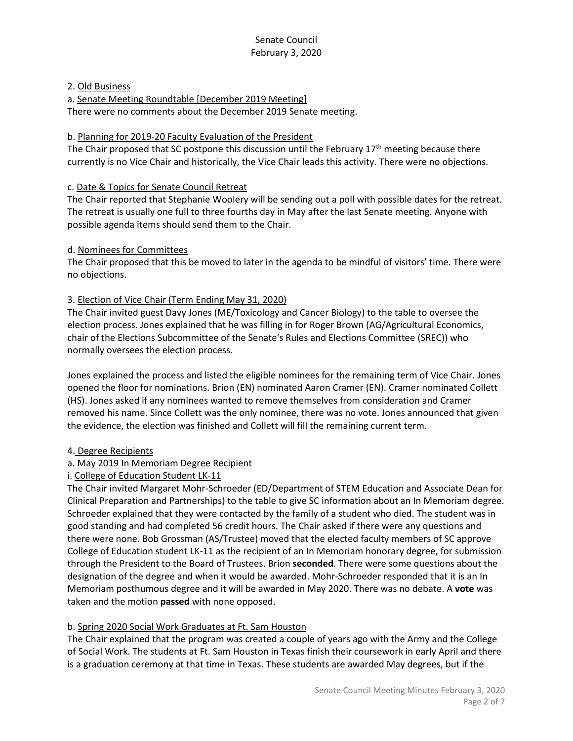2. Old Business

a. Senate Meeting Roundtable [December 2019 Meeting]

There were no comments about the December 2019 Senate meeting.

b. Planning for 2019-20 Faculty Evaluation of the President

The Chair proposed that SC postpone this discussion until the February 17th meeting because there currently is no Vice Chair and historically, the Vice Chair leads this activity. There were no objections.

c. Date & Topics for Senate Council Retreat

The Chair reported that Stephanie Woolery will be sending out a poll with possible dates for the retreat. The retreat is usually one full to three fourths day in May after the last Senate meeting. Anyone with possible agenda items should send them to the Chair.

d. Nominees for Committees

The Chair proposed that this be moved to later in the agenda to be mindful of visitors' time. There were no objections.

3. Election of Vice Chair (Term Ending May 31, 2020)

The Chair invited guest Davy Jones (ME/Toxicology and Cancer Biology) to the table to oversee the election process. Jones explained that he was filling in for Roger Brown (AG/Agricultural Economics, chair of the Elections Subcommittee of the Senate's Rules and Elections Committee (SREC)) who normally oversees the election process.

Jones explained the process and listed the eligible nominees for the remaining term of Vice Chair. Jones opened the floor for nominations. Brion (EN) nominated Aaron Cramer (EN). Cramer nominated Collett (HS). Jones asked if any nominees wanted to remove themselves from consideration and Cramer removed his name. Since Collett was the only nominee, there was no vote. Jones announced that given the evidence, the election was finished and Collett will fill the remaining current term.

4. Degree Recipients

a. May 2019 In Memoriam Degree Recipient

i. College of Education Student LK-11

The Chair invited Margaret Mohr-Schroeder (ED/Department of STEM Education and Associate Dean for Clinical Preparation and Partnerships) to the table to give SC information about an In Memoriam degree. Schroeder explained that they were contacted by the family of a student who died. The student was in good standing and had completed 56 credit hours. The Chair asked if there were any questions and there were none. Bob Grossman (AS/Trustee) moved that the elected faculty members of SC approve College of Education student LK-11 as the recipient of an In Memoriam honorary degree, for submission through the President to the Board of Trustees. Brion **seconded**. There were some questions about the designation of the degree and when it would be awarded. Mohr-Schroeder responded that it is an In Memoriam posthumous degree and it will be awarded in May 2020. There was no debate. A **vote** was taken and the motion **passed** with none opposed.

b. Spring 2020 Social Work Graduates at Ft. Sam Houston

The Chair explained that the program was created a couple of years ago with the Army and the College of Social Work. The students at Ft. Sam Houston in Texas finish their coursework in early April and there is a graduation ceremony at that time in Texas. These students are awarded May degrees, but if the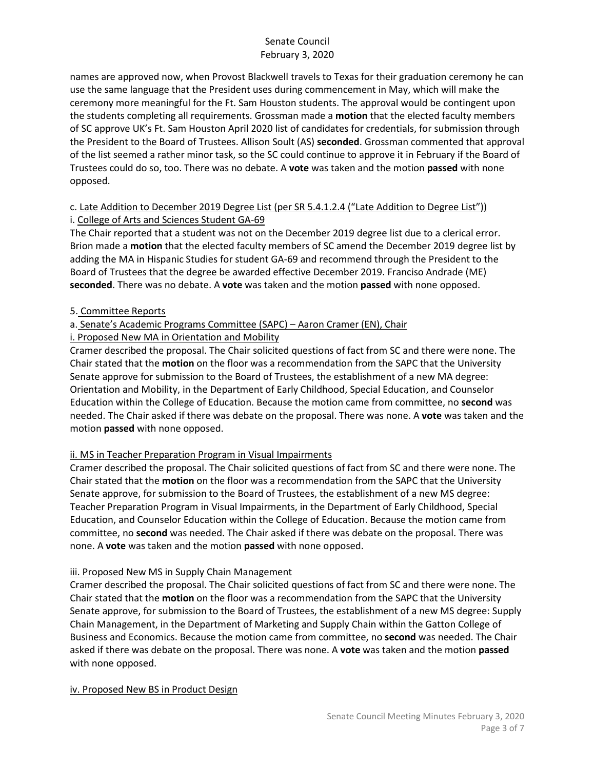names are approved now, when Provost Blackwell travels to Texas for their graduation ceremony he can use the same language that the President uses during commencement in May, which will make the ceremony more meaningful for the Ft. Sam Houston students. The approval would be contingent upon the students completing all requirements. Grossman made a **motion** that the elected faculty members of SC approve UK's Ft. Sam Houston April 2020 list of candidates for credentials, for submission through the President to the Board of Trustees. Allison Soult (AS) **seconded**. Grossman commented that approval of the list seemed a rather minor task, so the SC could continue to approve it in February if the Board of Trustees could do so, too. There was no debate. A **vote** was taken and the motion **passed** with none opposed.

c. Late Addition to December 2019 Degree List (per SR 5.4.1.2.4 ("Late Addition to Degree List"))

i. College of Arts and Sciences Student GA-69

The Chair reported that a student was not on the December 2019 degree list due to a clerical error. Brion made a **motion** that the elected faculty members of SC amend the December 2019 degree list by adding the MA in Hispanic Studies for student GA-69 and recommend through the President to the Board of Trustees that the degree be awarded effective December 2019. Franciso Andrade (ME) **seconded**. There was no debate. A **vote** was taken and the motion **passed** with none opposed.

5. Committee Reports

a. Senate's Academic Programs Committee (SAPC) – Aaron Cramer (EN), Chair

i. Proposed New MA in Orientation and Mobility

Cramer described the proposal. The Chair solicited questions of fact from SC and there were none. The Chair stated that the **motion** on the floor was a recommendation from the SAPC that the University Senate approve for submission to the Board of Trustees, the establishment of a new MA degree: Orientation and Mobility, in the Department of Early Childhood, Special Education, and Counselor Education within the College of Education. Because the motion came from committee, no **second** was needed. The Chair asked if there was debate on the proposal. There was none. A **vote** was taken and the motion **passed** with none opposed.

ii. MS in Teacher Preparation Program in Visual Impairments

Cramer described the proposal. The Chair solicited questions of fact from SC and there were none. The Chair stated that the **motion** on the floor was a recommendation from the SAPC that the University Senate approve, for submission to the Board of Trustees, the establishment of a new MS degree: Teacher Preparation Program in Visual Impairments, in the Department of Early Childhood, Special Education, and Counselor Education within the College of Education. Because the motion came from committee, no **second** was needed. The Chair asked if there was debate on the proposal. There was none. A **vote** was taken and the motion **passed** with none opposed.

iii. Proposed New MS in Supply Chain Management

Cramer described the proposal. The Chair solicited questions of fact from SC and there were none. The Chair stated that the **motion** on the floor was a recommendation from the SAPC that the University Senate approve, for submission to the Board of Trustees, the establishment of a new MS degree: Supply Chain Management, in the Department of Marketing and Supply Chain within the Gatton College of Business and Economics. Because the motion came from committee, no **second** was needed. The Chair asked if there was debate on the proposal. There was none. A **vote** was taken and the motion **passed** with none opposed.

iv. Proposed New BS in Product Design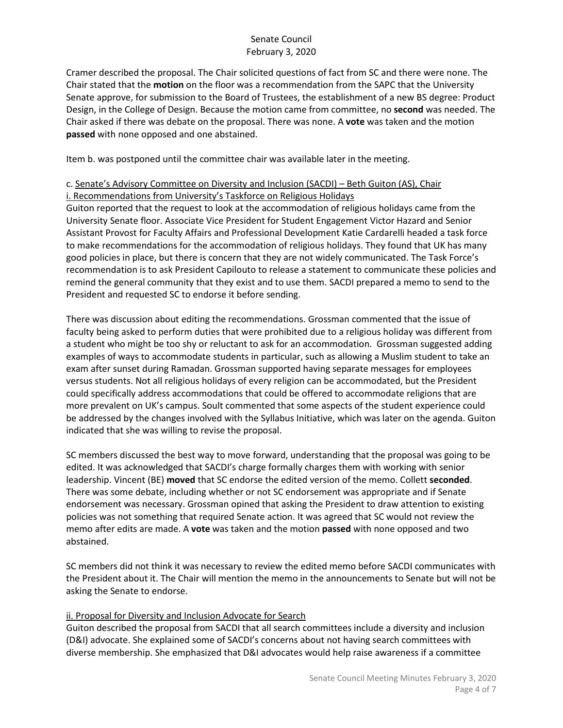Cramer described the proposal. The Chair solicited questions of fact from SC and there were none. The Chair stated that the **motion** on the floor was a recommendation from the SAPC that the University Senate approve, for submission to the Board of Trustees, the establishment of a new BS degree: Product Design, in the College of Design. Because the motion came from committee, no **second** was needed. The Chair asked if there was debate on the proposal. There was none. A **vote** was taken and the motion **passed** with none opposed and one abstained.

Item b. was postponed until the committee chair was available later in the meeting.

c. Senate's Advisory Committee on Diversity and Inclusion (SACDI) – Beth Guiton (AS), Chair

i. Recommendations from University's Taskforce on Religious Holidays

Guiton reported that the request to look at the accommodation of religious holidays came from the University Senate floor. Associate Vice President for Student Engagement Victor Hazard and Senior Assistant Provost for Faculty Affairs and Professional Development Katie Cardarelli headed a task force to make recommendations for the accommodation of religious holidays. They found that UK has many good policies in place, but there is concern that they are not widely communicated. The Task Force's recommendation is to ask President Capilouto to release a statement to communicate these policies and remind the general community that they exist and to use them. SACDI prepared a memo to send to the President and requested SC to endorse it before sending.

There was discussion about editing the recommendations. Grossman commented that the issue of faculty being asked to perform duties that were prohibited due to a religious holiday was different from a student who might be too shy or reluctant to ask for an accommodation. Grossman suggested adding examples of ways to accommodate students in particular, such as allowing a Muslim student to take an exam after sunset during Ramadan. Grossman supported having separate messages for employees versus students. Not all religious holidays of every religion can be accommodated, but the President could specifically address accommodations that could be offered to accommodate religions that are more prevalent on UK's campus. Soult commented that some aspects of the student experience could be addressed by the changes involved with the Syllabus Initiative, which was later on the agenda. Guiton indicated that she was willing to revise the proposal.

SC members discussed the best way to move forward, understanding that the proposal was going to be edited. It was acknowledged that SACDI's charge formally charges them with working with senior leadership. Vincent (BE) **moved** that SC endorse the edited version of the memo. Collett **seconded**. There was some debate, including whether or not SC endorsement was appropriate and if Senate endorsement was necessary. Grossman opined that asking the President to draw attention to existing policies was not something that required Senate action. It was agreed that SC would not review the memo after edits are made. A **vote** was taken and the motion **passed** with none opposed and two abstained.

SC members did not think it was necessary to review the edited memo before SACDI communicates with the President about it. The Chair will mention the memo in the announcements to Senate but will not be asking the Senate to endorse.

ii. Proposal for Diversity and Inclusion Advocate for Search

Guiton described the proposal from SACDI that all search committees include a diversity and inclusion (D&I) advocate. She explained some of SACDI's concerns about not having search committees with diverse membership. She emphasized that D&I advocates would help raise awareness if a committee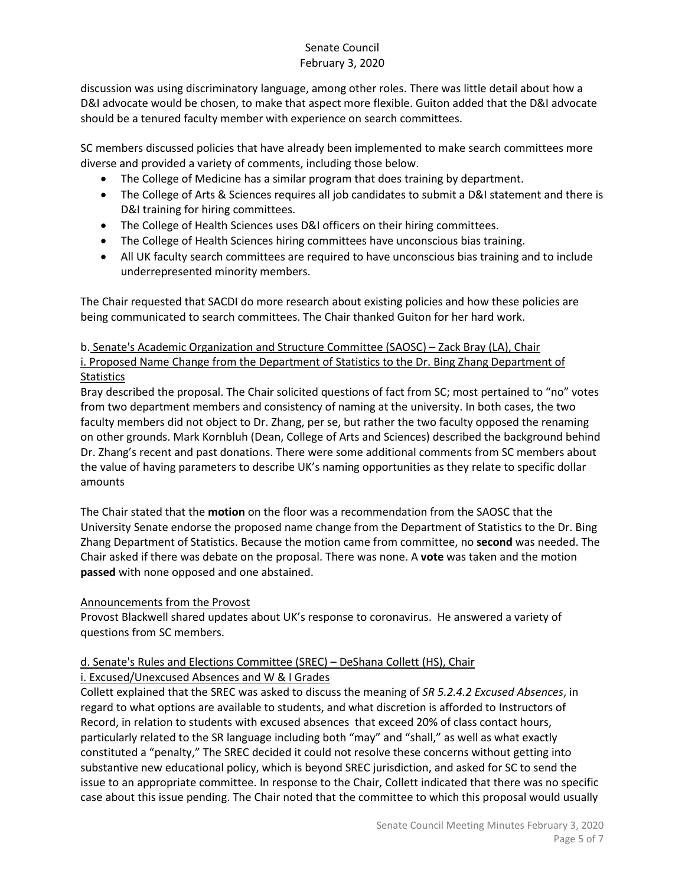discussion was using discriminatory language, among other roles. There was little detail about how a D&I advocate would be chosen, to make that aspect more flexible. Guiton added that the D&I advocate should be a tenured faculty member with experience on search committees.

SC members discussed policies that have already been implemented to make search committees more diverse and provided a variety of comments, including those below.

- The College of Medicine has a similar program that does training by department.
- The College of Arts & Sciences requires all job candidates to submit a D&I statement and there is D&I training for hiring committees.
- The College of Health Sciences uses D&I officers on their hiring committees.
- The College of Health Sciences hiring committees have unconscious bias training.
- All UK faculty search committees are required to have unconscious bias training and to include underrepresented minority members.

The Chair requested that SACDI do more research about existing policies and how these policies are being communicated to search committees. The Chair thanked Guiton for her hard work.

b. Senate's Academic Organization and Structure Committee (SAOSC) – Zack Bray (LA), Chair

i. Proposed Name Change from the Department of Statistics to the Dr. Bing Zhang Department of Statistics

Bray described the proposal. The Chair solicited questions of fact from SC; most pertained to "no" votes from two department members and consistency of naming at the university. In both cases, the two faculty members did not object to Dr. Zhang, per se, but rather the two faculty opposed the renaming on other grounds. Mark Kornbluh (Dean, College of Arts and Sciences) described the background behind Dr. Zhang's recent and past donations. There were some additional comments from SC members about the value of having parameters to describe UK's naming opportunities as they relate to specific dollar amounts

The Chair stated that the **motion** on the floor was a recommendation from the SAOSC that the University Senate endorse the proposed name change from the Department of Statistics to the Dr. Bing Zhang Department of Statistics. Because the motion came from committee, no **second** was needed. The Chair asked if there was debate on the proposal. There was none. A **vote** was taken and the motion **passed** with none opposed and one abstained.

Announcements from the Provost

Provost Blackwell shared updates about UK's response to coronavirus. He answered a variety of questions from SC members.

d. Senate's Rules and Elections Committee (SREC) – DeShana Collett (HS), Chair

i. Excused/Unexcused Absences and W & I Grades

Collett explained that the SREC was asked to discuss the meaning of *SR 5.2.4.2 Excused Absences*, in regard to what options are available to students, and what discretion is afforded to Instructors of Record, in relation to students with excused absences that exceed 20% of class contact hours, particularly related to the SR language including both "may" and "shall," as well as what exactly constituted a "penalty," The SREC decided it could not resolve these concerns without getting into substantive new educational policy, which is beyond SREC jurisdiction, and asked for SC to send the issue to an appropriate committee. In response to the Chair, Collett indicated that there was no specific case about this issue pending. The Chair noted that the committee to which this proposal would usually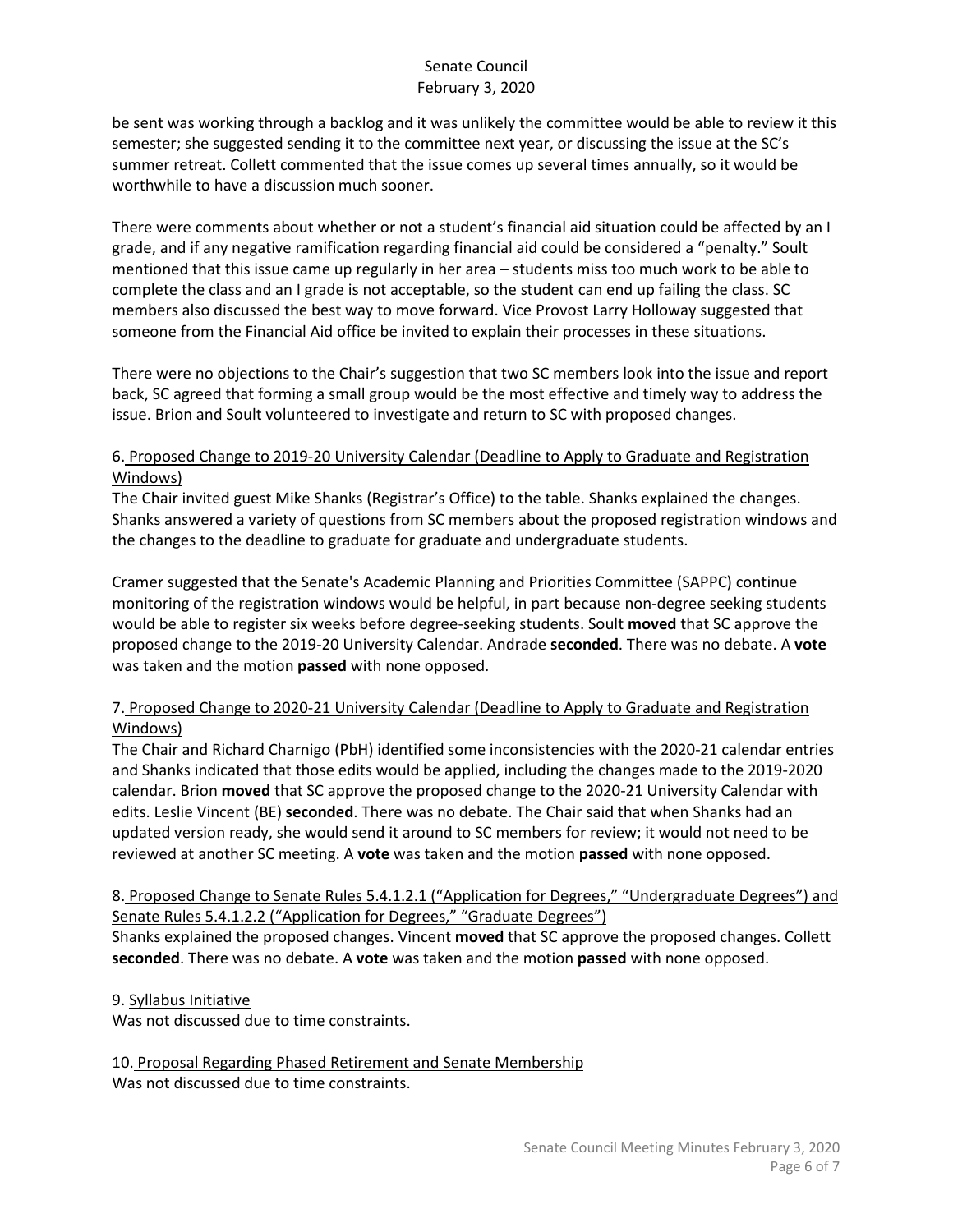be sent was working through a backlog and it was unlikely the committee would be able to review it this semester; she suggested sending it to the committee next year, or discussing the issue at the SC's summer retreat. Collett commented that the issue comes up several times annually, so it would be worthwhile to have a discussion much sooner.

There were comments about whether or not a student's financial aid situation could be affected by an I grade, and if any negative ramification regarding financial aid could be considered a "penalty." Soult mentioned that this issue came up regularly in her area – students miss too much work to be able to complete the class and an I grade is not acceptable, so the student can end up failing the class. SC members also discussed the best way to move forward. Vice Provost Larry Holloway suggested that someone from the Financial Aid office be invited to explain their processes in these situations.

There were no objections to the Chair's suggestion that two SC members look into the issue and report back, SC agreed that forming a small group would be the most effective and timely way to address the issue. Brion and Soult volunteered to investigate and return to SC with proposed changes.

6. Proposed Change to 2019-20 University Calendar (Deadline to Apply to Graduate and Registration Windows)

The Chair invited guest Mike Shanks (Registrar's Office) to the table. Shanks explained the changes. Shanks answered a variety of questions from SC members about the proposed registration windows and the changes to the deadline to graduate for graduate and undergraduate students.

Cramer suggested that the Senate's Academic Planning and Priorities Committee (SAPPC) continue monitoring of the registration windows would be helpful, in part because non-degree seeking students would be able to register six weeks before degree-seeking students. Soult **moved** that SC approve the proposed change to the 2019-20 University Calendar. Andrade **seconded**. There was no debate. A **vote** was taken and the motion **passed** with none opposed.

7. Proposed Change to 2020-21 University Calendar (Deadline to Apply to Graduate and Registration Windows)

The Chair and Richard Charnigo (PbH) identified some inconsistencies with the 2020-21 calendar entries and Shanks indicated that those edits would be applied, including the changes made to the 2019-2020 calendar. Brion **moved** that SC approve the proposed change to the 2020-21 University Calendar with edits. Leslie Vincent (BE) **seconded**. There was no debate. The Chair said that when Shanks had an updated version ready, she would send it around to SC members for review; it would not need to be reviewed at another SC meeting. A **vote** was taken and the motion **passed** with none opposed.

8. Proposed Change to Senate Rules 5.4.1.2.1 ("Application for Degrees," "Undergraduate Degrees") and Senate Rules 5.4.1.2.2 ("Application for Degrees," "Graduate Degrees")

Shanks explained the proposed changes. Vincent **moved** that SC approve the proposed changes. Collett **seconded**. There was no debate. A **vote** was taken and the motion **passed** with none opposed.

9. Syllabus Initiative

Was not discussed due to time constraints.

10. Proposal Regarding Phased Retirement and Senate Membership

Was not discussed due to time constraints.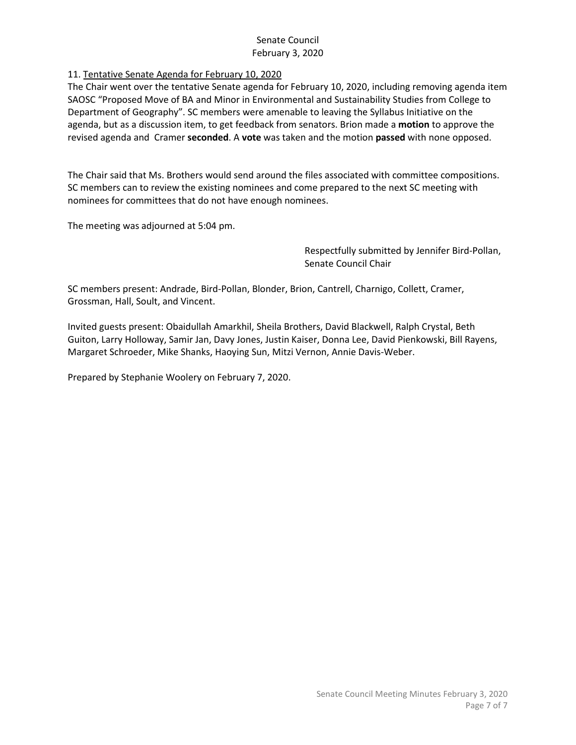11. Tentative Senate Agenda for February 10, 2020

The Chair went over the tentative Senate agenda for February 10, 2020, including removing agenda item SAOSC "Proposed Move of BA and Minor in Environmental and Sustainability Studies from College to Department of Geography". SC members were amenable to leaving the Syllabus Initiative on the agenda, but as a discussion item, to get feedback from senators. Brion made a **motion** to approve the revised agenda and Cramer **seconded**. A **vote** was taken and the motion **passed** with none opposed.

The Chair said that Ms. Brothers would send around the files associated with committee compositions. SC members can to review the existing nominees and come prepared to the next SC meeting with nominees for committees that do not have enough nominees.

The meeting was adjourned at 5:04 pm.

Respectfully submitted by Jennifer Bird-Pollan,
Senate Council Chair

SC members present: Andrade, Bird-Pollan, Blonder, Brion, Cantrell, Charnigo, Collett, Cramer, Grossman, Hall, Soult, and Vincent.

Invited guests present: Obaidullah Amarkhil, Sheila Brothers, David Blackwell, Ralph Crystal, Beth Guiton, Larry Holloway, Samir Jan, Davy Jones, Justin Kaiser, Donna Lee, David Pienkowski, Bill Rayens, Margaret Schroeder, Mike Shanks, Haoying Sun, Mitzi Vernon, Annie Davis-Weber.

Prepared by Stephanie Woolery on February 7, 2020.